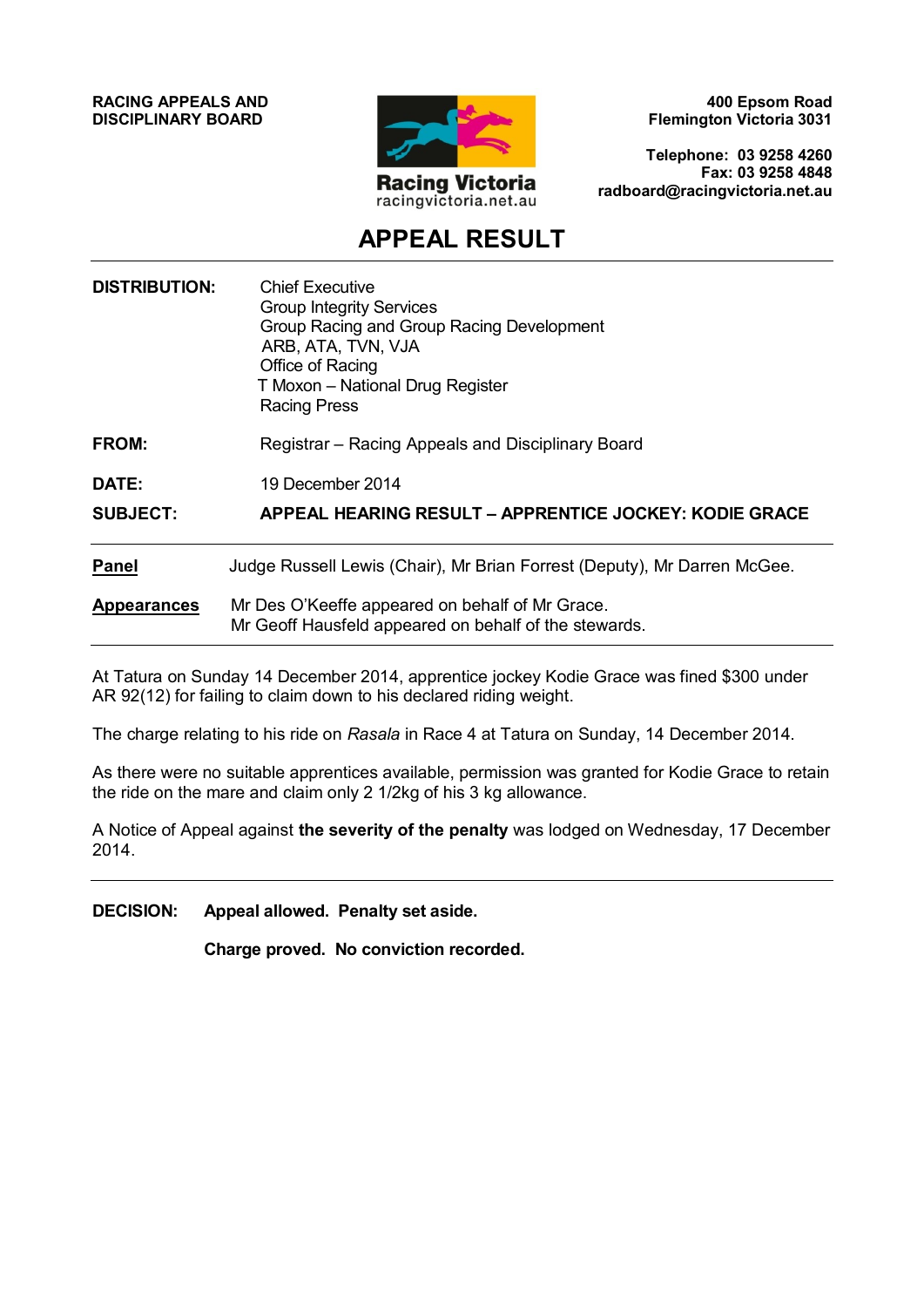**RACING APPEALS AND DISCIPLINARY BOARD**

Racing Victoria
racingvictoria.net.au

**400 Epsom Road**
**Flemington Victoria 3031**

**Telephone: 03 9258 4260**
**Fax: 03 9258 4848**
**radboard@racingvictoria.net.au**

# APPEAL RESULT

| | |
|---|---|
| **DISTRIBUTION:** | Chief Executive<br>Group Integrity Services<br>Group Racing and Group Racing Development<br>ARB, ATA, TVN, VJA<br>Office of Racing<br>T Moxon – National Drug Register<br>Racing Press |
| **FROM:** | Registrar – Racing Appeals and Disciplinary Board |
| **DATE:** | 19 December 2014 |
| **SUBJECT:** | **APPEAL HEARING RESULT – APPRENTICE JOCKEY: KODIE GRACE** |

**Panel** Judge Russell Lewis (Chair), Mr Brian Forrest (Deputy), Mr Darren McGee.

**Appearances** Mr Des O'Keeffe appeared on behalf of Mr Grace.
Mr Geoff Hausfeld appeared on behalf of the stewards.

At Tatura on Sunday 14 December 2014, apprentice jockey Kodie Grace was fined $300 under AR 92(12) for failing to claim down to his declared riding weight.

The charge relating to his ride on *Rasala* in Race 4 at Tatura on Sunday, 14 December 2014.

As there were no suitable apprentices available, permission was granted for Kodie Grace to retain the ride on the mare and claim only 2 1/2kg of his 3 kg allowance.

A Notice of Appeal against **the severity of the penalty** was lodged on Wednesday, 17 December 2014.

---

**DECISION:** **Appeal allowed. Penalty set aside.**

**Charge proved. No conviction recorded.**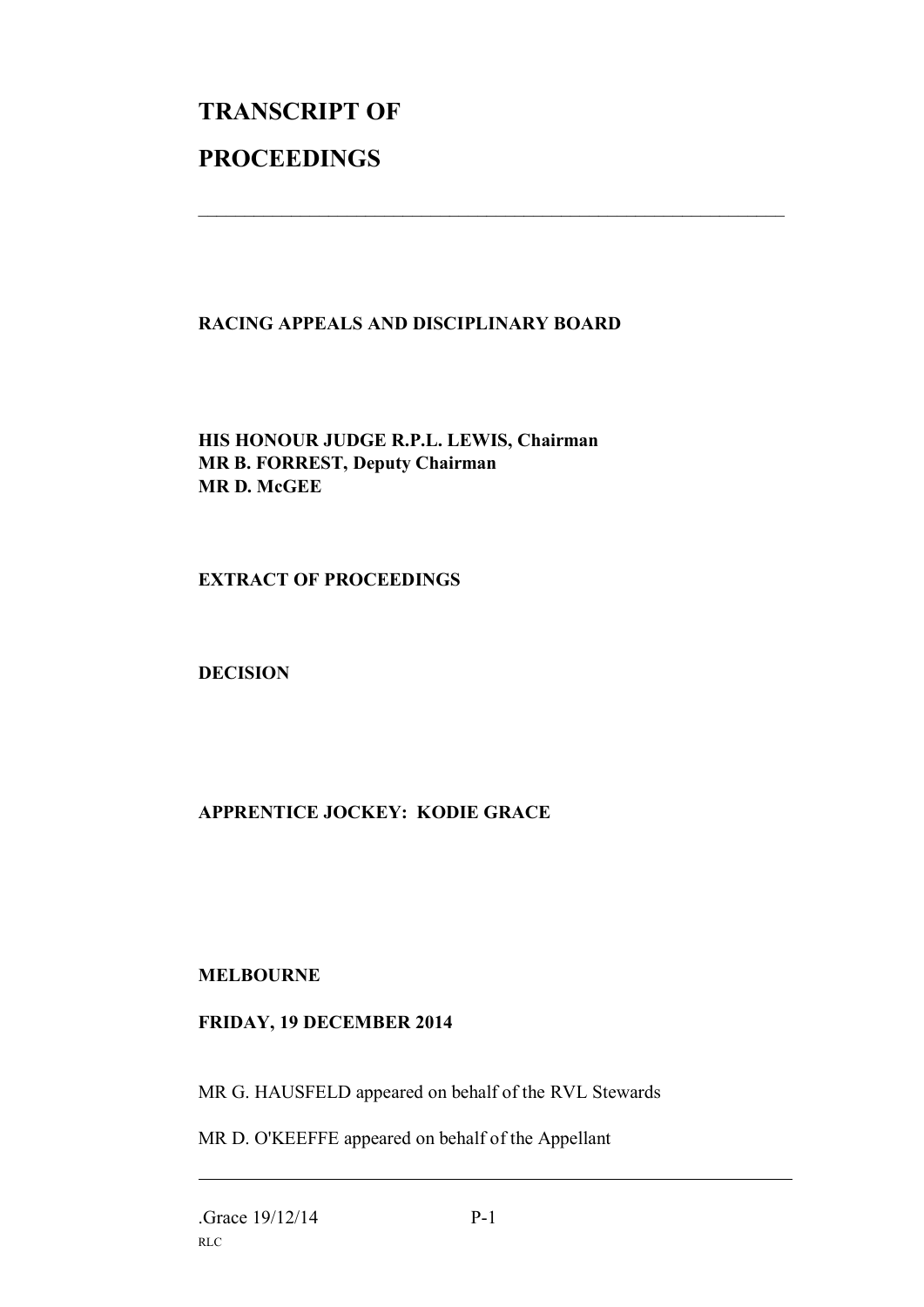# TRANSCRIPT OF PROCEEDINGS

---

**RACING APPEALS AND DISCIPLINARY BOARD**

**HIS HONOUR JUDGE R.P.L. LEWIS, Chairman**
**MR B. FORREST, Deputy Chairman**
**MR D. McGEE**

**EXTRACT OF PROCEEDINGS**

**DECISION**

**APPRENTICE JOCKEY: KODIE GRACE**

**MELBOURNE**

**FRIDAY, 19 DECEMBER 2014**

MR G. HAUSFELD appeared on behalf of the RVL Stewards

MR D. O'KEEFFE appeared on behalf of the Appellant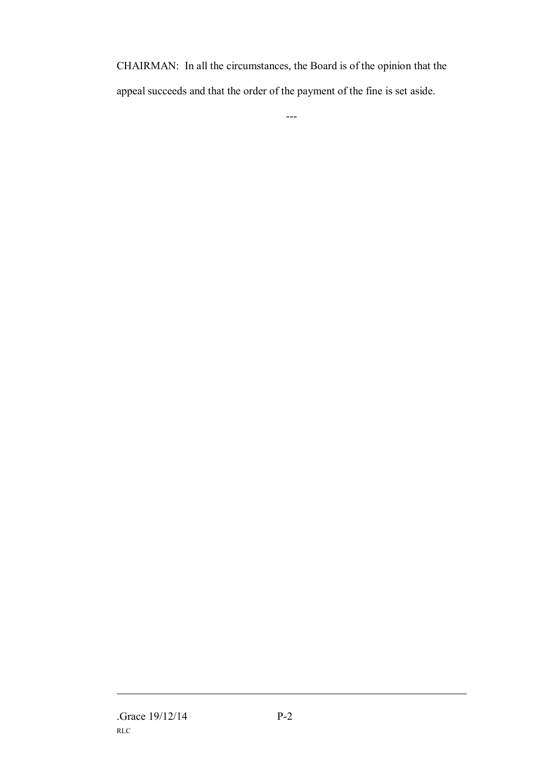CHAIRMAN: In all the circumstances, the Board is of the opinion that the appeal succeeds and that the order of the payment of the fine is set aside.

---